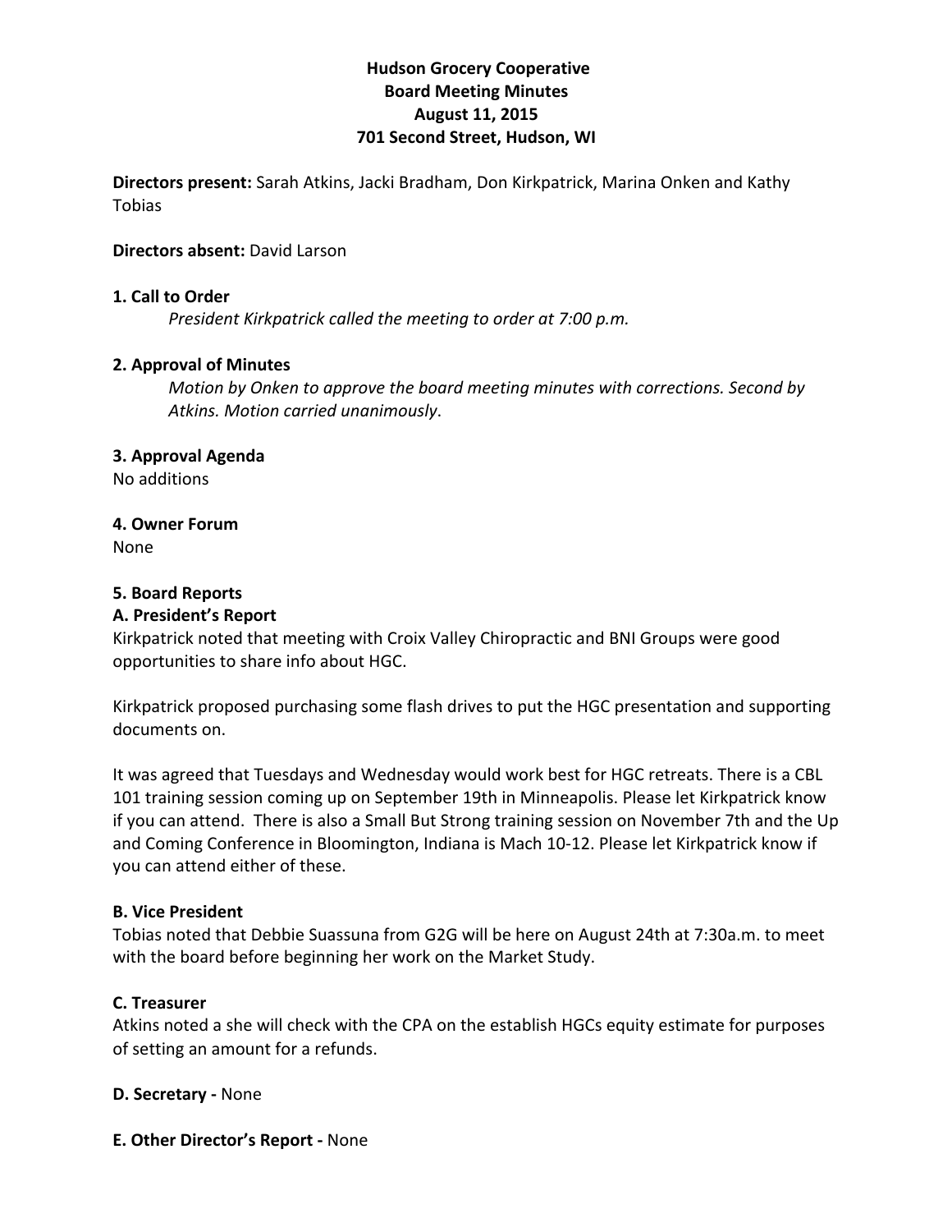**Hudson Grocery Cooperative**
**Board Meeting Minutes**
**August 11, 2015**
**701 Second Street, Hudson, WI**

**Directors present:** Sarah Atkins, Jacki Bradham, Don Kirkpatrick, Marina Onken and Kathy Tobias

**Directors absent:** David Larson

**1. Call to Order**

*President Kirkpatrick called the meeting to order at 7:00 p.m.*

**2. Approval of Minutes**

*Motion by Onken to approve the board meeting minutes with corrections. Second by Atkins. Motion carried unanimously*.

**3. Approval Agenda**

No additions

**4. Owner Forum**

None

**5. Board Reports**

**A. President's Report**

Kirkpatrick noted that meeting with Croix Valley Chiropractic and BNI Groups were good opportunities to share info about HGC.

Kirkpatrick proposed purchasing some flash drives to put the HGC presentation and supporting documents on.

It was agreed that Tuesdays and Wednesday would work best for HGC retreats. There is a CBL 101 training session coming up on September 19th in Minneapolis. Please let Kirkpatrick know if you can attend. There is also a Small But Strong training session on November 7th and the Up and Coming Conference in Bloomington, Indiana is Mach 10-12. Please let Kirkpatrick know if you can attend either of these.

**B. Vice President**

Tobias noted that Debbie Suassuna from G2G will be here on August 24th at 7:30a.m. to meet with the board before beginning her work on the Market Study.

**C. Treasurer**

Atkins noted a she will check with the CPA on the establish HGCs equity estimate for purposes of setting an amount for a refunds.

**D. Secretary -** None

**E. Other Director's Report -** None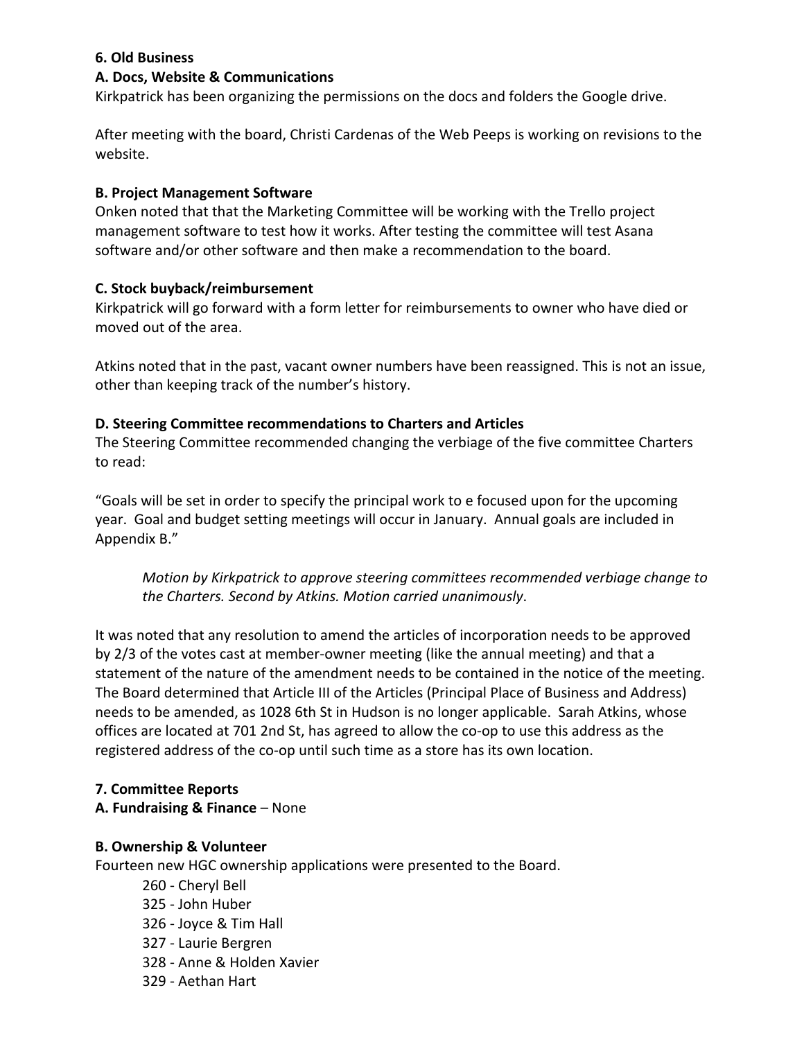**6. Old Business**

**A. Docs, Website & Communications**

Kirkpatrick has been organizing the permissions on the docs and folders the Google drive.

After meeting with the board, Christi Cardenas of the Web Peeps is working on revisions to the website.

**B. Project Management Software**

Onken noted that that the Marketing Committee will be working with the Trello project management software to test how it works. After testing the committee will test Asana software and/or other software and then make a recommendation to the board.

**C. Stock buyback/reimbursement**

Kirkpatrick will go forward with a form letter for reimbursements to owner who have died or moved out of the area.

Atkins noted that in the past, vacant owner numbers have been reassigned. This is not an issue, other than keeping track of the number's history.

**D. Steering Committee recommendations to Charters and Articles**

The Steering Committee recommended changing the verbiage of the five committee Charters to read:

"Goals will be set in order to specify the principal work to e focused upon for the upcoming year. Goal and budget setting meetings will occur in January. Annual goals are included in Appendix B."

> *Motion by Kirkpatrick to approve steering committees recommended verbiage change to the Charters. Second by Atkins. Motion carried unanimously*.

It was noted that any resolution to amend the articles of incorporation needs to be approved by 2/3 of the votes cast at member-owner meeting (like the annual meeting) and that a statement of the nature of the amendment needs to be contained in the notice of the meeting. The Board determined that Article III of the Articles (Principal Place of Business and Address) needs to be amended, as 1028 6th St in Hudson is no longer applicable. Sarah Atkins, whose offices are located at 701 2nd St, has agreed to allow the co-op to use this address as the registered address of the co-op until such time as a store has its own location.

**7. Committee Reports**

**A. Fundraising & Finance** – None

**B. Ownership & Volunteer**

Fourteen new HGC ownership applications were presented to the Board.

- 260 - Cheryl Bell
- 325 - John Huber
- 326 - Joyce & Tim Hall
- 327 - Laurie Bergren
- 328 - Anne & Holden Xavier
- 329 - Aethan Hart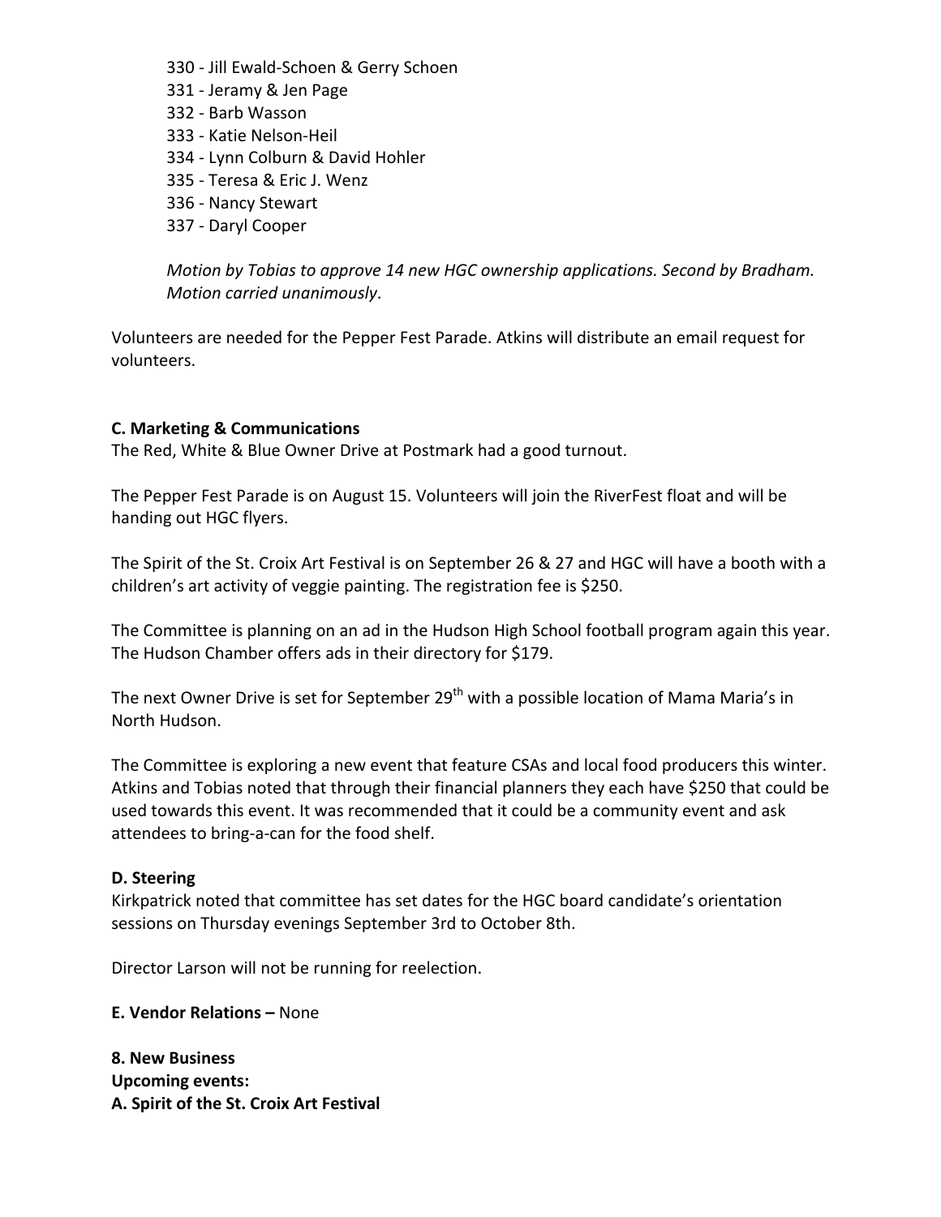330 - Jill Ewald-Schoen & Gerry Schoen
331 - Jeramy & Jen Page
332 - Barb Wasson
333 - Katie Nelson-Heil
334 - Lynn Colburn & David Hohler
335 - Teresa & Eric J. Wenz
336 - Nancy Stewart
337 - Daryl Cooper

*Motion by Tobias to approve 14 new HGC ownership applications. Second by Bradham. Motion carried unanimously*.

Volunteers are needed for the Pepper Fest Parade. Atkins will distribute an email request for volunteers.

**C. Marketing & Communications**
The Red, White & Blue Owner Drive at Postmark had a good turnout.

The Pepper Fest Parade is on August 15. Volunteers will join the RiverFest float and will be handing out HGC flyers.

The Spirit of the St. Croix Art Festival is on September 26 & 27 and HGC will have a booth with a children's art activity of veggie painting. The registration fee is $250.

The Committee is planning on an ad in the Hudson High School football program again this year. The Hudson Chamber offers ads in their directory for $179.

The next Owner Drive is set for September 29th with a possible location of Mama Maria's in North Hudson.

The Committee is exploring a new event that feature CSAs and local food producers this winter. Atkins and Tobias noted that through their financial planners they each have $250 that could be used towards this event. It was recommended that it could be a community event and ask attendees to bring-a-can for the food shelf.

**D. Steering**
Kirkpatrick noted that committee has set dates for the HGC board candidate's orientation sessions on Thursday evenings September 3rd to October 8th.

Director Larson will not be running for reelection.

**E. Vendor Relations –** None

**8. New Business**
**Upcoming events:**
**A. Spirit of the St. Croix Art Festival**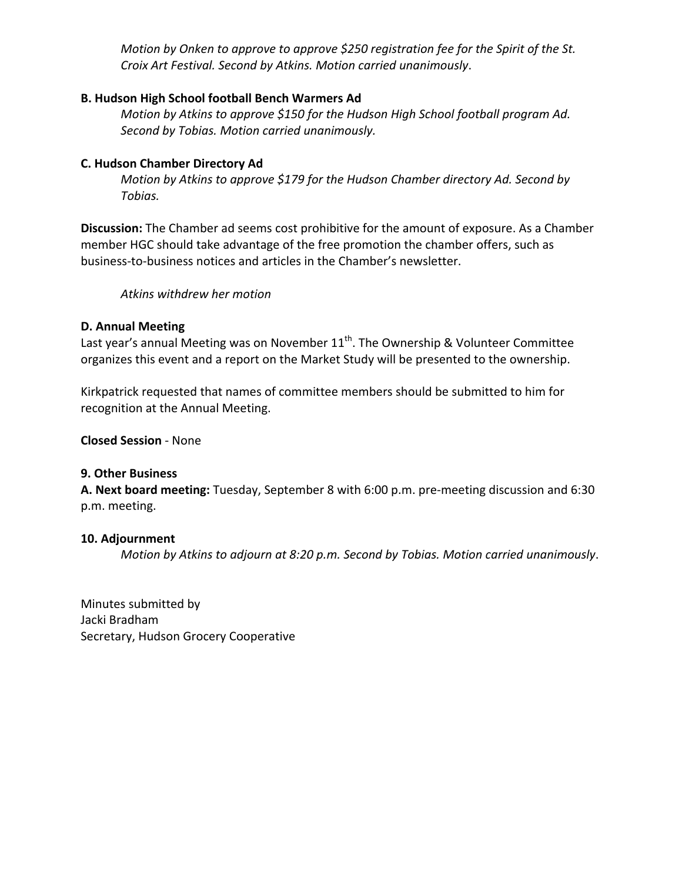*Motion by Onken to approve to approve $250 registration fee for the Spirit of the St. Croix Art Festival. Second by Atkins. Motion carried unanimously*.

**B. Hudson High School football Bench Warmers Ad**

*Motion by Atkins to approve $150 for the Hudson High School football program Ad. Second by Tobias. Motion carried unanimously.*

**C. Hudson Chamber Directory Ad**

*Motion by Atkins to approve $179 for the Hudson Chamber directory Ad. Second by Tobias.*

**Discussion:** The Chamber ad seems cost prohibitive for the amount of exposure. As a Chamber member HGC should take advantage of the free promotion the chamber offers, such as business-to-business notices and articles in the Chamber's newsletter.

*Atkins withdrew her motion*

**D. Annual Meeting**

Last year's annual Meeting was on November 11th. The Ownership & Volunteer Committee organizes this event and a report on the Market Study will be presented to the ownership.

Kirkpatrick requested that names of committee members should be submitted to him for recognition at the Annual Meeting.

**Closed Session** - None

**9. Other Business**

**A. Next board meeting:** Tuesday, September 8 with 6:00 p.m. pre-meeting discussion and 6:30 p.m. meeting.

**10. Adjournment**

*Motion by Atkins to adjourn at 8:20 p.m. Second by Tobias. Motion carried unanimously*.

Minutes submitted by
Jacki Bradham
Secretary, Hudson Grocery Cooperative